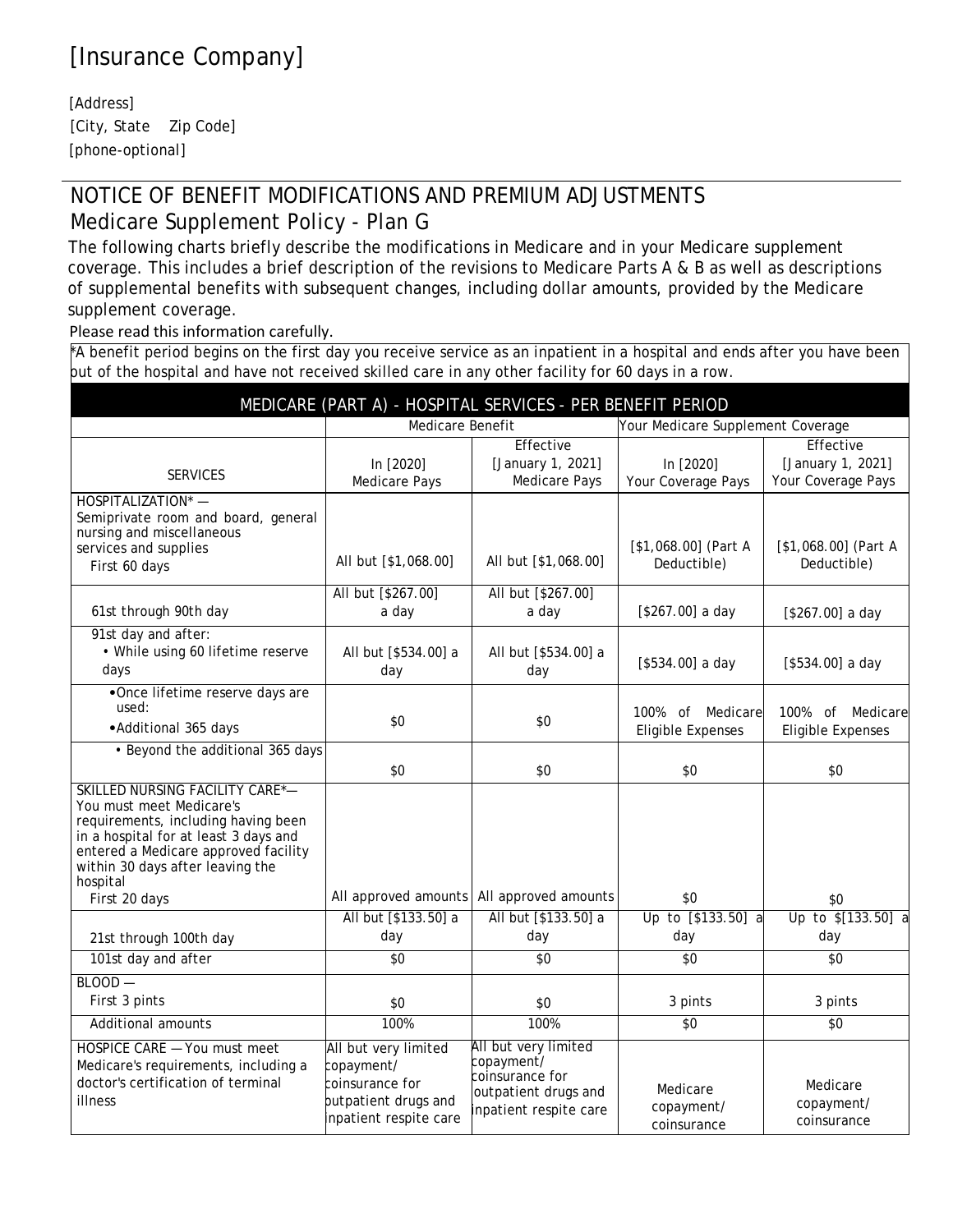# [Insurance Company]

[Address]
[City, State Zip Code]
[phone-optional]

## NOTICE OF BENEFIT MODIFICATIONS AND PREMIUM ADJUSTMENTS

## Medicare Supplement Policy - Plan G

The following charts briefly describe the modifications in Medicare and in your Medicare supplement coverage. This includes a brief description of the revisions to Medicare Parts A & B as well as descriptions of supplemental benefits with subsequent changes, including dollar amounts, provided by the Medicare supplement coverage.

Please read this information carefully.

*A benefit period begins on the first day you receive service as an inpatient in a hospital and ends after you have been out of the hospital and have not received skilled care in any other facility for 60 days in a row.

| MEDICARE (PART A) - HOSPITAL SERVICES - PER BENEFIT PERIOD | | | | |
|---|---|---|---|---|
| | Medicare Benefit | | Your Medicare Supplement Coverage | |
| SERVICES | In [2020] Medicare Pays | Effective [January 1, 2021] Medicare Pays | In [2020] Your Coverage Pays | Effective [January 1, 2021] Your Coverage Pays |
| HOSPITALIZATION* — Semiprivate room and board, general nursing and miscellaneous services and supplies<br>First 60 days | All but [$1,068.00] | All but [$1,068.00] | [$1,068.00] (Part A Deductible) | [$1,068.00] (Part A Deductible) |
| 61st through 90th day | All but [$267.00] a day | All but [$267.00] a day | [$267.00] a day | [$267.00] a day |
| 91st day and after:<br>• While using 60 lifetime reserve days | All but [$534.00] a day | All but [$534.00] a day | [$534.00] a day | [$534.00] a day |
| • Once lifetime reserve days are used:<br>• Additional 365 days | $0 | $0 | 100% of Medicare Eligible Expenses | 100% of Medicare Eligible Expenses |
| • Beyond the additional 365 days | $0 | $0 | $0 | $0 |
| SKILLED NURSING FACILITY CARE*— You must meet Medicare's requirements, including having been in a hospital for at least 3 days and entered a Medicare approved facility within 30 days after leaving the hospital<br>First 20 days | All approved amounts | All approved amounts | $0 | $0 |
| 21st through 100th day | All but [$133.50] a day | All but [$133.50] a day | Up to [$133.50] a day | Up to $[133.50] a day |
| 101st day and after | $0 | $0 | $0 | $0 |
| BLOOD —<br>First 3 pints | $0 | $0 | 3 pints | 3 pints |
| Additional amounts | 100% | 100% | $0 | $0 |
| HOSPICE CARE — You must meet Medicare's requirements, including a doctor's certification of terminal illness | All but very limited copayment/ coinsurance for outpatient drugs and inpatient respite care | All but very limited copayment/ coinsurance for outpatient drugs and inpatient respite care | Medicare copayment/ coinsurance | Medicare copayment/ coinsurance |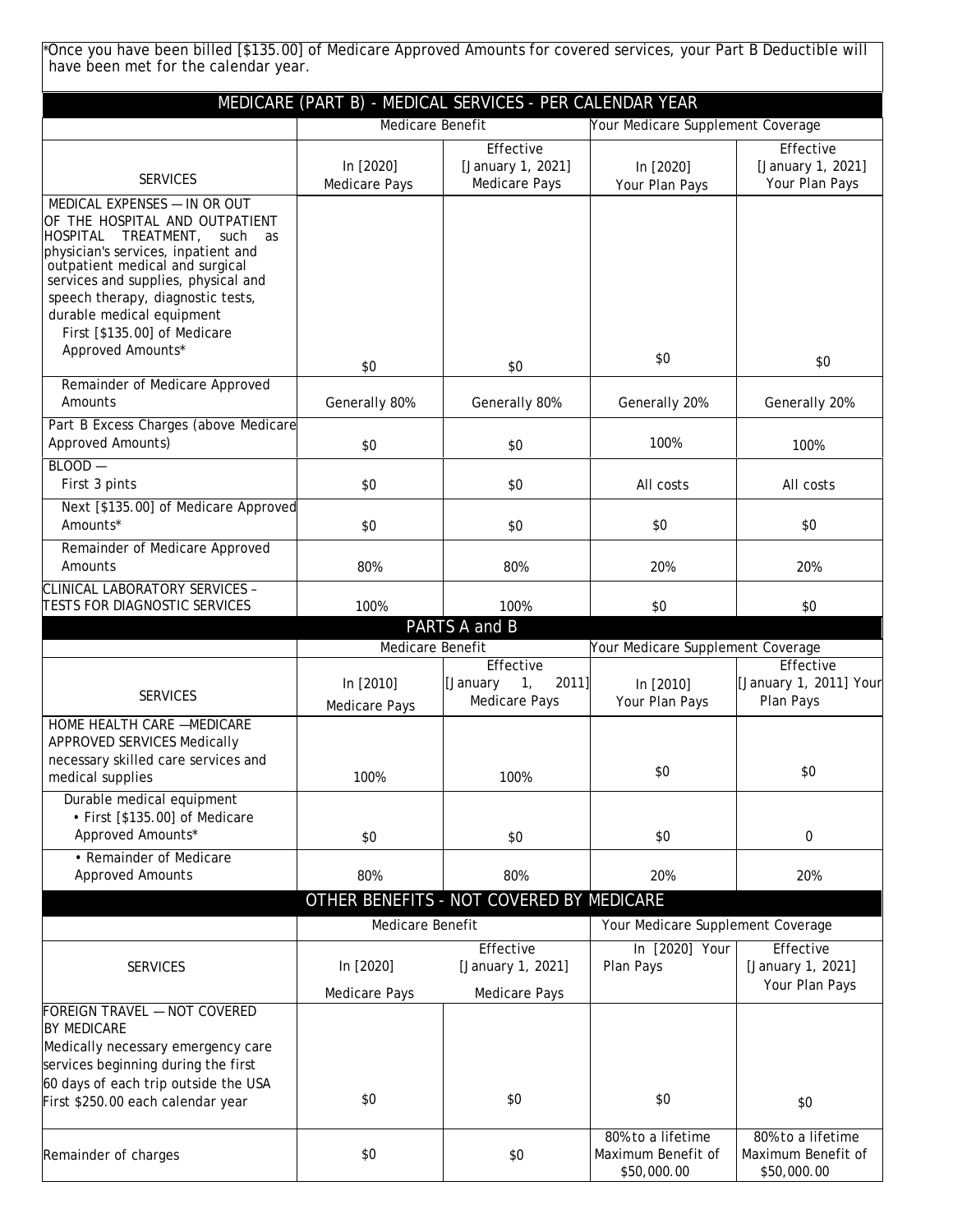*Once you have been billed [$135.00] of Medicare Approved Amounts for covered services, your Part B Deductible will have been met for the calendar year.

| MEDICARE (PART B) - MEDICAL SERVICES - PER CALENDAR YEAR | | | | |
|---|---|---|---|---|
| | Medicare Benefit | | Your Medicare Supplement Coverage | |
| SERVICES | In [2020] Medicare Pays | Effective [January 1, 2021] Medicare Pays | In [2020] Your Plan Pays | Effective [January 1, 2021] Your Plan Pays |
| MEDICAL EXPENSES — IN OR OUT OF THE HOSPITAL AND OUTPATIENT HOSPITAL TREATMENT, such as physician's services, inpatient and outpatient medical and surgical services and supplies, physical and speech therapy, diagnostic tests, durable medical equipment First [$135.00] of Medicare Approved Amounts* | $0 | $0 | $0 | $0 |
| Remainder of Medicare Approved Amounts | Generally 80% | Generally 80% | Generally 20% | Generally 20% |
| Part B Excess Charges (above Medicare Approved Amounts) | $0 | $0 | 100% | 100% |
| BLOOD — First 3 pints | $0 | $0 | All costs | All costs |
| Next [$135.00] of Medicare Approved Amounts* | $0 | $0 | $0 | $0 |
| Remainder of Medicare Approved Amounts | 80% | 80% | 20% | 20% |
| CLINICAL LABORATORY SERVICES – TESTS FOR DIAGNOSTIC SERVICES | 100% | 100% | $0 | $0 |

| PARTS A and B | | | | |
|---|---|---|---|---|
| | Medicare Benefit | | Your Medicare Supplement Coverage | |
| SERVICES | In [2010] Medicare Pays | Effective [January 1, 2011] Medicare Pays | In [2010] Your Plan Pays | Effective [January 1, 2011] Your Plan Pays |
| HOME HEALTH CARE —MEDICARE APPROVED SERVICES Medically necessary skilled care services and medical supplies | 100% | 100% | $0 | $0 |
| Durable medical equipment • First [$135.00] of Medicare Approved Amounts* | $0 | $0 | $0 | 0 |
| • Remainder of Medicare Approved Amounts | 80% | 80% | 20% | 20% |

| OTHER BENEFITS - NOT COVERED BY MEDICARE | | | | |
|---|---|---|---|---|
| | Medicare Benefit | | Your Medicare Supplement Coverage | |
| SERVICES | In [2020] Medicare Pays | Effective [January 1, 2021] Medicare Pays | In [2020] Your Plan Pays | Effective [January 1, 2021] Your Plan Pays |
| FOREIGN TRAVEL — NOT COVERED BY MEDICARE Medically necessary emergency care services beginning during the first 60 days of each trip outside the USA First $250.00 each calendar year | $0 | $0 | $0 | $0 |
| Remainder of charges | $0 | $0 | 80% to a lifetime Maximum Benefit of $50,000.00 | 80% to a lifetime Maximum Benefit of $50,000.00 |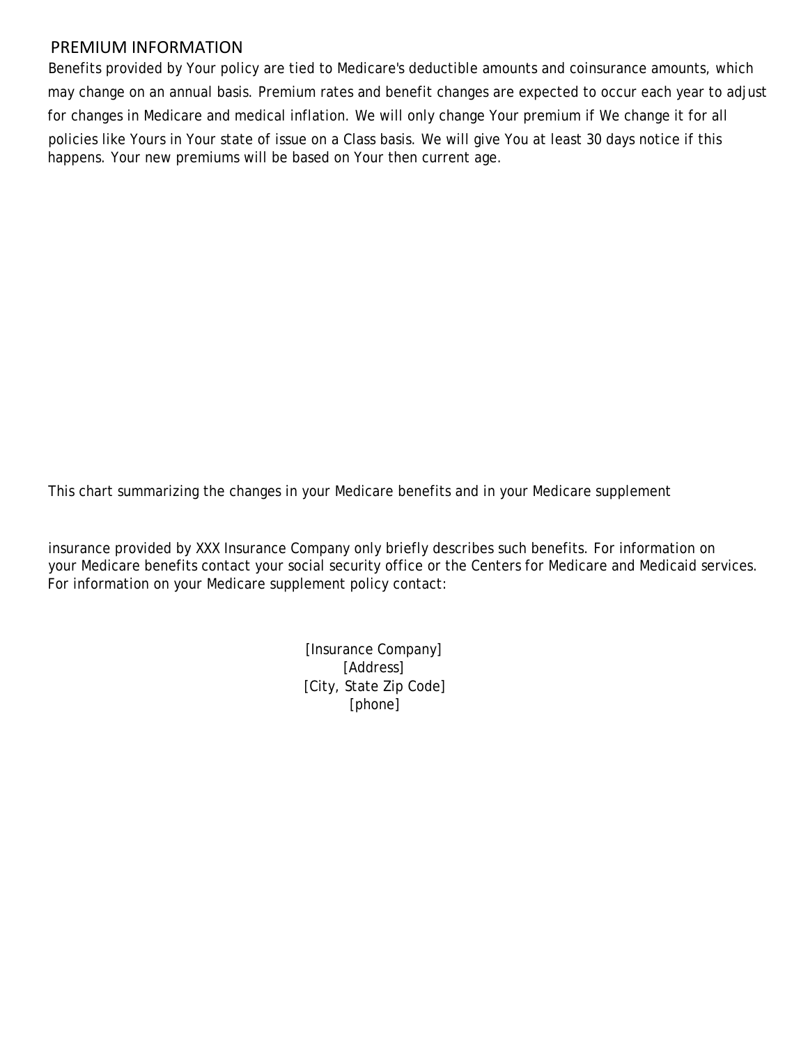## PREMIUM INFORMATION

Benefits provided by Your policy are tied to Medicare's deductible amounts and coinsurance amounts, which may change on an annual basis. Premium rates and benefit changes are expected to occur each year to adjust for changes in Medicare and medical inflation. We will only change Your premium if We change it for all policies like Yours in Your state of issue on a Class basis. We will give You at least 30 days notice if this happens. Your new premiums will be based on Your then current age.

This chart summarizing the changes in your Medicare benefits and in your Medicare supplement

insurance provided by XXX Insurance Company only briefly describes such benefits. For information on your Medicare benefits contact your social security office or the Centers for Medicare and Medicaid services. For information on your Medicare supplement policy contact:

[Insurance Company]
[Address]
[City, State Zip Code]
[phone]